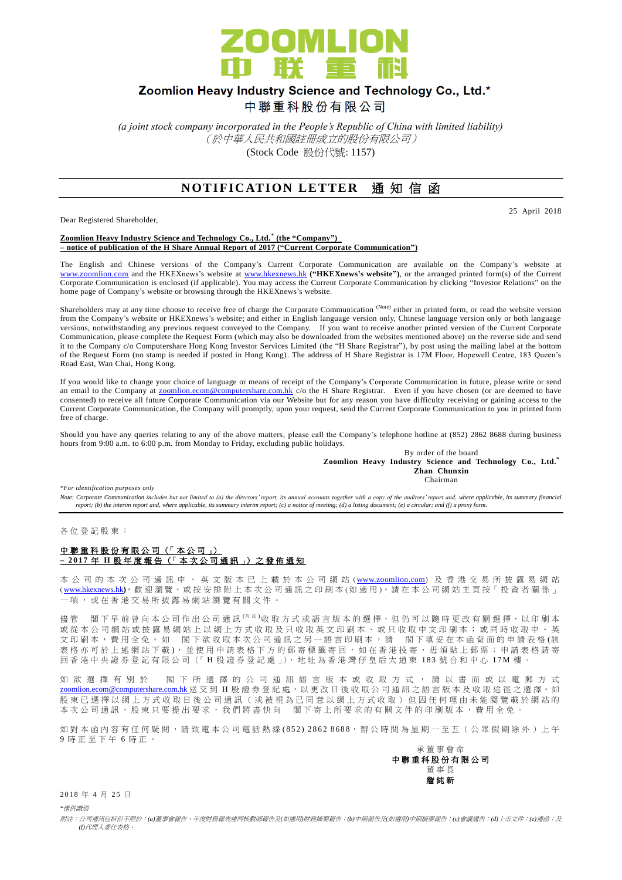# ZOOMLION 中联重科

## Zoomlion Heavy Industry Science and Technology Co., Ltd.*
## 中聯重科股份有限公司

*(a joint stock company incorporated in the People's Republic of China with limited liability)*
*（於中華人民共和國註冊成立的股份有限公司）*
(Stock Code 股份代號: 1157)

# NOTIFICATION LETTER 通知信函

25 April 2018

Dear Registered Shareholder,

**Zoomlion Heavy Industry Science and Technology Co., Ltd.* (the "Company")**
**– notice of publication of the H Share Annual Report of 2017 ("Current Corporate Communication")**

The English and Chinese versions of the Company's Current Corporate Communication are available on the Company's website at www.zoomlion.com and the HKEXnews's website at www.hkexnews.hk **("HKEXnews's website")**, or the arranged printed form(s) of the Current Corporate Communication is enclosed (if applicable). You may access the Current Corporate Communication by clicking "Investor Relations" on the home page of Company's website or browsing through the HKEXnews's website.

Shareholders may at any time choose to receive free of charge the Corporate Communication (Note) either in printed form, or read the website version from the Company's website or HKEXnews's website; and either in English language version only, Chinese language version only or both language versions, notwithstanding any previous request conveyed to the Company. If you want to receive another printed version of the Current Corporate Communication, please complete the Request Form (which may also be downloaded from the websites mentioned above) on the reverse side and send it to the Company c/o Computershare Hong Kong Investor Services Limited (the "H Share Registrar"), by post using the mailing label at the bottom of the Request Form (no stamp is needed if posted in Hong Kong). The address of H Share Registrar is 17M Floor, Hopewell Centre, 183 Queen's Road East, Wan Chai, Hong Kong.

If you would like to change your choice of language or means of receipt of the Company's Corporate Communication in future, please write or send an email to the Company at zoomlion.ecom@computershare.com.hk c/o the H Share Registrar. Even if you have chosen (or are deemed to have consented) to receive all future Corporate Communication via our Website but for any reason you have difficulty receiving or gaining access to the Current Corporate Communication, the Company will promptly, upon your request, send the Current Corporate Communication to you in printed form free of charge.

Should you have any queries relating to any of the above matters, please call the Company's telephone hotline at (852) 2862 8688 during business hours from 9:00 a.m. to 6:00 p.m. from Monday to Friday, excluding public holidays.

By order of the board
**Zoomlion Heavy Industry Science and Technology Co., Ltd.***
**Zhan Chunxin**
Chairman

*\*For identification purposes only*

*Note: Corporate Communication includes but not limited to (a) the directors' report, its annual accounts together with a copy of the auditors' report and, where applicable, its summary financial report; (b) the interim report and, where applicable, its summary interim report; (c) a notice of meeting; (d) a listing document; (e) a circular; and (f) a proxy form.*

---

各位登記股東：

**中聯重科股份有限公司（「本公司」）**
**– 2017年H股年度報告（「本次公司通訊」）之發佈通知**

本公司的本次公司通訊中、英文版本已上載於本公司網站(www.zoomlion.com)及香港交易所披露易網站(www.hkexnews.hk)，歡迎瀏覽。或按安排附上本次公司通訊之印刷本(如適用)。請在本公司網站主頁按「投資者關係」一項，或在香港交易所披露易網站瀏覽有關文件。

儘管 閣下早前曾向本公司作出公司通訊(附註)收取方式或語言版本的選擇，但仍可以隨時更改有關選擇，以印刷本或從本公司網站或披露易網站上以網上方式收取及只收取英文印刷本、或只收取中文印刷本；或同時收取中、英文印刷本，費用全免。如 閣下欲收取本次公司通訊之另一語言印刷本，請 閣下填妥在本函背面的申請表格(該表格亦可於上述網站下載)，並使用申請表格下方的郵寄標籤寄回，如在香港投寄，毋須貼上郵票；申請表格請寄回香港中央證券登記有限公司（「H股證券登記處」），地址為香港灣仔皇后大道東183號合和中心17M樓。

如欲選擇有別於 閣下所選擇的公司通訊語言版本或收取方式，請以書面或以電郵方式zoomlion.ecom@computershare.com.hk送交到H股證券登記處，以更改日後收取公司通訊之語言版本及收取途徑之選擇。如股東已選擇以網上方式收取日後公司通訊（或被視為已同意以網上方式收取）但因任何理由未能閱覽載於網站的本次公司通訊，股東只要提出要求，我們將盡快向 閣下寄上所要求的有關文件的印刷版本，費用全免。

如對本函內容有任何疑問，請致電本公司電話熱線(852) 2862 8688，辦公時間為星期一至五（公眾假期除外）上午9時正至下午6時正。

承董事會命
**中聯重科股份有限公司**
董事長
**詹純新**

2018年4月25日

*\*僅供識別*

*附註：公司通訊包括但不限於：(a)董事會報告、年度財務報表連同核數師報告及(如適用)財務摘要報告；(b)中期報告及(如適用)中期摘要報告；(c)會議通告；(d)上市文件；(e)通函；及(f)代理人委任表格。*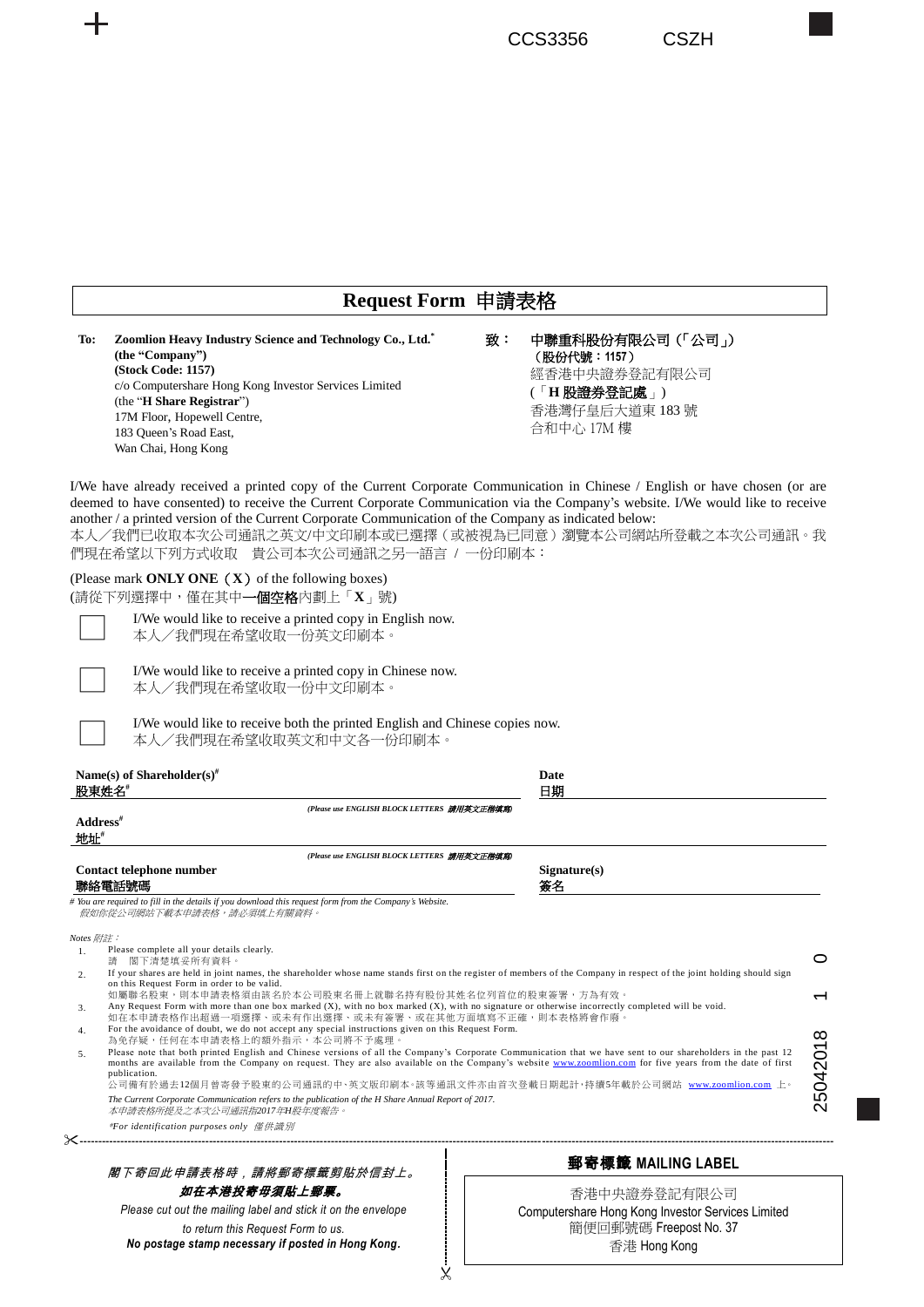# Request Form 申請表格

**To:** **Zoomlion Heavy Industry Science and Technology Co., Ltd.*** **(the "Company")** **(Stock Code: 1157)**
c/o Computershare Hong Kong Investor Services Limited
(the "**H Share Registrar**")
17M Floor, Hopewell Centre,
183 Queen's Road East,
Wan Chai, Hong Kong

**致：** **中聯重科股份有限公司（「公司」）** **（股份代號：1157）**
經香港中央證券登記有限公司
（「**H 股證券登記處**」）
香港灣仔皇后大道東 183 號
合和中心 17M 樓

I/We have already received a printed copy of the Current Corporate Communication in Chinese / English or have chosen (or are deemed to have consented) to receive the Current Corporate Communication via the Company's website. I/We would like to receive another / a printed version of the Current Corporate Communication of the Company as indicated below:
本人╱我們已收取本次公司通訊之英文/中文印刷本或已選擇（或被視為已同意）瀏覽本公司網站所登載之本次公司通訊。我們現在希望以下列方式收取　貴公司本次公司通訊之另一語言 / 一份印刷本：

(Please mark **ONLY ONE** (**X**) of the following boxes)
(請從下列選擇中，僅在其中**一個空格**內劃上「**X**」號)

☐ I/We would like to receive a printed copy in English now.
本人╱我們現在希望收取一份英文印刷本。

☐ I/We would like to receive a printed copy in Chinese now.
本人╱我們現在希望收取一份中文印刷本。

☐ I/We would like to receive both the printed English and Chinese copies now.
本人╱我們現在希望收取英文和中文各一份印刷本。

| | |
|---|---|
| **Name(s) of Shareholder(s)#** **股東姓名#** *(Please use ENGLISH BLOCK LETTERS 請用英文正楷填寫)* | **Date** **日期** |
| **Address#** **地址#** *(Please use ENGLISH BLOCK LETTERS 請用英文正楷填寫)* | |
| **Contact telephone number** **聯絡電話號碼** | **Signature(s)** **簽名** |

*# You are required to fill in the details if you download this request form from the Company's Website.*
*假如你從公司網站下載本申請表格，請必須填上有關資料。*

*Notes 附註：*

1. Please complete all your details clearly.
   請　閣下清楚填妥所有資料。
2. If your shares are held in joint names, the shareholder whose name stands first on the register of members of the Company in respect of the joint holding should sign on this Request Form in order to be valid.
   如屬聯名股東，則本申請表格須由該名於本公司股東名冊上就聯名持有股份其姓名位列首位的股東簽署，方為有效。
3. Any Request Form with more than one box marked (X), with no box marked (X), with no signature or otherwise incorrectly completed will be void.
   如在本申請表格作出超過一項選擇、或未有作出選擇、或未有簽署、或在其他方面填寫不正確，則本表格將會作廢。
4. For the avoidance of doubt, we do not accept any special instructions given on this Request Form.
   為免存疑，任何在本申請表格上的額外指示，本公司將不予處理。
5. Please note that both printed English and Chinese versions of all the Company's Corporate Communication that we have sent to our shareholders in the past 12 months are available from the Company on request. They are also available on the Company's website www.zoomlion.com for five years from the date of first publication.
   公司備有於過去12個月曾寄發予股東的公司通訊的中、英文版印刷本。該等通訊文件亦由首次登載日期起計，持續5年載於公司網站 www.zoomlion.com 上。

*The Current Corporate Communication refers to the publication of the H Share Annual Report of 2017.*
*本申請表格所提及之本次公司通訊指2017年H股年度報告。*

*For identification purposes only 僅供識別

---

*閣下寄回此申請表格時，請將郵寄標籤剪貼於信封上。*
***如在本港投寄毋須貼上郵票。***
*Please cut out the mailing label and stick it on the envelope to return this Request Form to us.*
***No postage stamp necessary if posted in Hong Kong.***

**郵寄標籤 MAILING LABEL**

香港中央證券登記有限公司
Computershare Hong Kong Investor Services Limited
簡便回郵號碼 Freepost No. 37
香港 Hong Kong